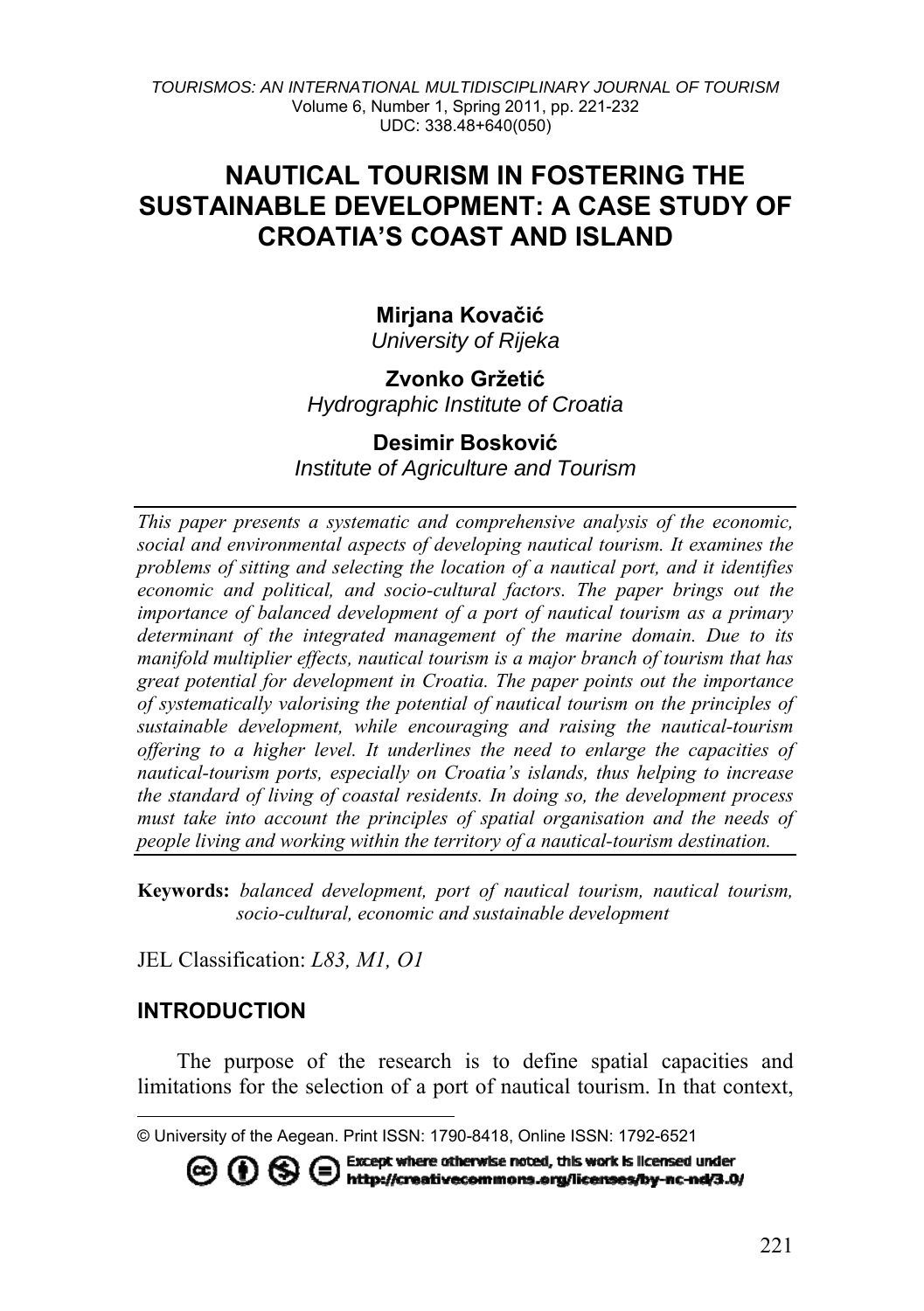# NAUTICAL TOURISM IN FOSTERING THE SUSTAINABLE DEVELOPMENT: A CASE STUDY OF CROATIA'S COAST AND ISLAND

**Mirjana Kovačić**
*University of Rijeka*

**Zvonko Gržetić**
*Hydrographic Institute of Croatia*

**Desimir Bosković**
*Institute of Agriculture and Tourism*

*This paper presents a systematic and comprehensive analysis of the economic, social and environmental aspects of developing nautical tourism. It examines the problems of sitting and selecting the location of a nautical port, and it identifies economic and political, and socio-cultural factors. The paper brings out the importance of balanced development of a port of nautical tourism as a primary determinant of the integrated management of the marine domain. Due to its manifold multiplier effects, nautical tourism is a major branch of tourism that has great potential for development in Croatia. The paper points out the importance of systematically valorising the potential of nautical tourism on the principles of sustainable development, while encouraging and raising the nautical-tourism offering to a higher level. It underlines the need to enlarge the capacities of nautical-tourism ports, especially on Croatia's islands, thus helping to increase the standard of living of coastal residents. In doing so, the development process must take into account the principles of spatial organisation and the needs of people living and working within the territory of a nautical-tourism destination.*

**Keywords:** *balanced development, port of nautical tourism, nautical tourism, socio-cultural, economic and sustainable development*

JEL Classification: *L83, M1, O1*

## INTRODUCTION

The purpose of the research is to define spatial capacities and limitations for the selection of a port of nautical tourism. In that context,

---

© University of the Aegean. Print ISSN: 1790-8418, Online ISSN: 1792-6521

Except where otherwise noted, this work is licensed under http://creativecommons.org/licenses/by-nc-nd/3.0/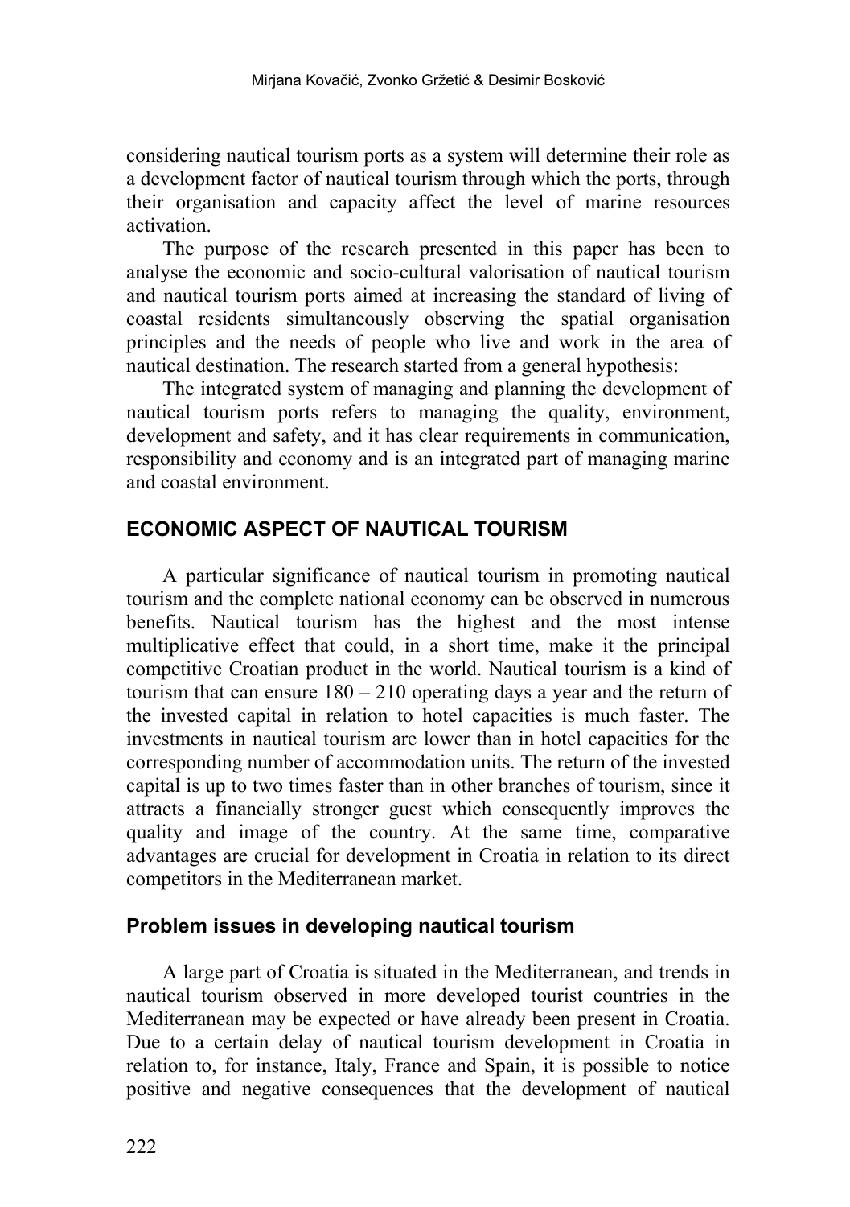considering nautical tourism ports as a system will determine their role as a development factor of nautical tourism through which the ports, through their organisation and capacity affect the level of marine resources activation.

The purpose of the research presented in this paper has been to analyse the economic and socio-cultural valorisation of nautical tourism and nautical tourism ports aimed at increasing the standard of living of coastal residents simultaneously observing the spatial organisation principles and the needs of people who live and work in the area of nautical destination. The research started from a general hypothesis:

The integrated system of managing and planning the development of nautical tourism ports refers to managing the quality, environment, development and safety, and it has clear requirements in communication, responsibility and economy and is an integrated part of managing marine and coastal environment.

## ECONOMIC ASPECT OF NAUTICAL TOURISM

A particular significance of nautical tourism in promoting nautical tourism and the complete national economy can be observed in numerous benefits. Nautical tourism has the highest and the most intense multiplicative effect that could, in a short time, make it the principal competitive Croatian product in the world. Nautical tourism is a kind of tourism that can ensure 180 – 210 operating days a year and the return of the invested capital in relation to hotel capacities is much faster. The investments in nautical tourism are lower than in hotel capacities for the corresponding number of accommodation units. The return of the invested capital is up to two times faster than in other branches of tourism, since it attracts a financially stronger guest which consequently improves the quality and image of the country. At the same time, comparative advantages are crucial for development in Croatia in relation to its direct competitors in the Mediterranean market.

### Problem issues in developing nautical tourism

A large part of Croatia is situated in the Mediterranean, and trends in nautical tourism observed in more developed tourist countries in the Mediterranean may be expected or have already been present in Croatia. Due to a certain delay of nautical tourism development in Croatia in relation to, for instance, Italy, France and Spain, it is possible to notice positive and negative consequences that the development of nautical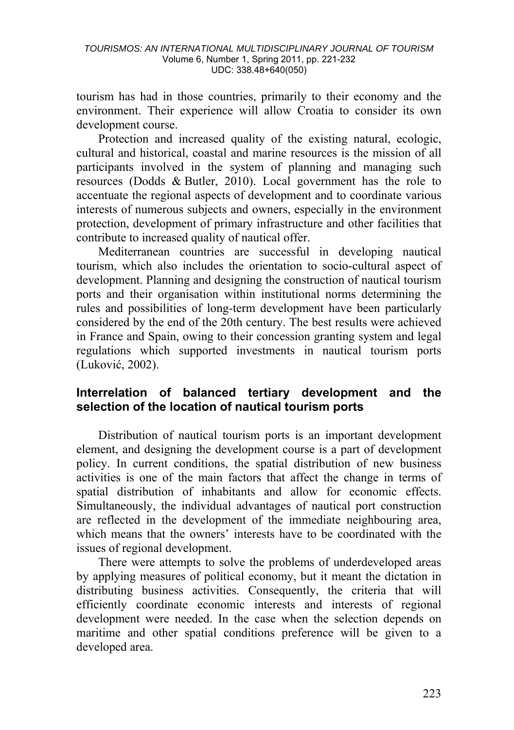tourism has had in those countries, primarily to their economy and the environment. Their experience will allow Croatia to consider its own development course.

Protection and increased quality of the existing natural, ecologic, cultural and historical, coastal and marine resources is the mission of all participants involved in the system of planning and managing such resources (Dodds & Butler, 2010). Local government has the role to accentuate the regional aspects of development and to coordinate various interests of numerous subjects and owners, especially in the environment protection, development of primary infrastructure and other facilities that contribute to increased quality of nautical offer.

Mediterranean countries are successful in developing nautical tourism, which also includes the orientation to socio-cultural aspect of development. Planning and designing the construction of nautical tourism ports and their organisation within institutional norms determining the rules and possibilities of long-term development have been particularly considered by the end of the 20th century. The best results were achieved in France and Spain, owing to their concession granting system and legal regulations which supported investments in nautical tourism ports (Luković, 2002).

## Interrelation of balanced tertiary development and the selection of the location of nautical tourism ports

Distribution of nautical tourism ports is an important development element, and designing the development course is a part of development policy. In current conditions, the spatial distribution of new business activities is one of the main factors that affect the change in terms of spatial distribution of inhabitants and allow for economic effects. Simultaneously, the individual advantages of nautical port construction are reflected in the development of the immediate neighbouring area, which means that the owners' interests have to be coordinated with the issues of regional development.

There were attempts to solve the problems of underdeveloped areas by applying measures of political economy, but it meant the dictation in distributing business activities. Consequently, the criteria that will efficiently coordinate economic interests and interests of regional development were needed. In the case when the selection depends on maritime and other spatial conditions preference will be given to a developed area.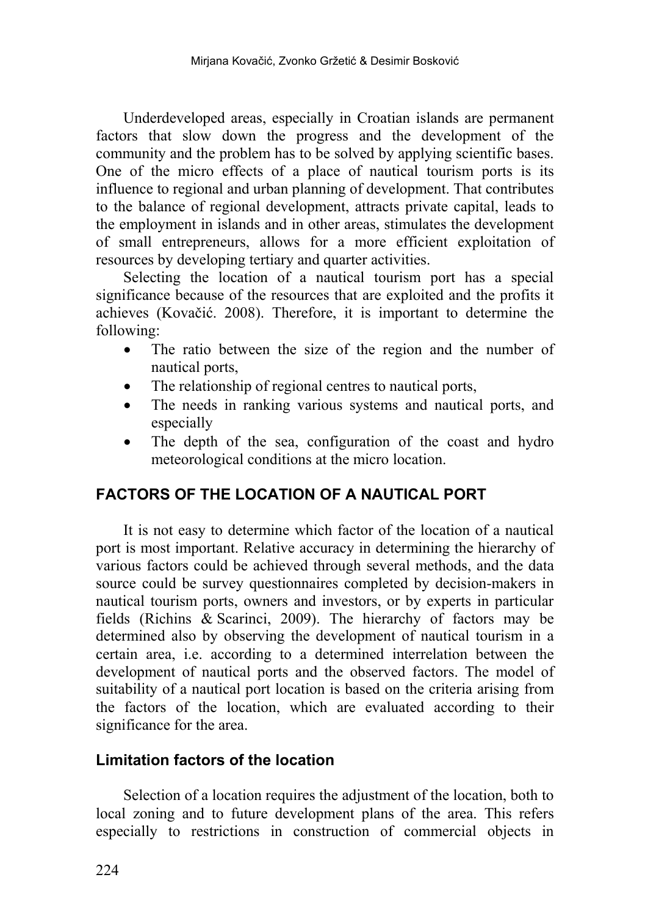Underdeveloped areas, especially in Croatian islands are permanent factors that slow down the progress and the development of the community and the problem has to be solved by applying scientific bases. One of the micro effects of a place of nautical tourism ports is its influence to regional and urban planning of development. That contributes to the balance of regional development, attracts private capital, leads to the employment in islands and in other areas, stimulates the development of small entrepreneurs, allows for a more efficient exploitation of resources by developing tertiary and quarter activities.

Selecting the location of a nautical tourism port has a special significance because of the resources that are exploited and the profits it achieves (Kovačić. 2008). Therefore, it is important to determine the following:

- The ratio between the size of the region and the number of nautical ports,
- The relationship of regional centres to nautical ports,
- The needs in ranking various systems and nautical ports, and especially
- The depth of the sea, configuration of the coast and hydro meteorological conditions at the micro location.

## FACTORS OF THE LOCATION OF A NAUTICAL PORT

It is not easy to determine which factor of the location of a nautical port is most important. Relative accuracy in determining the hierarchy of various factors could be achieved through several methods, and the data source could be survey questionnaires completed by decision-makers in nautical tourism ports, owners and investors, or by experts in particular fields (Richins & Scarinci, 2009). The hierarchy of factors may be determined also by observing the development of nautical tourism in a certain area, i.e. according to a determined interrelation between the development of nautical ports and the observed factors. The model of suitability of a nautical port location is based on the criteria arising from the factors of the location, which are evaluated according to their significance for the area.

### Limitation factors of the location

Selection of a location requires the adjustment of the location, both to local zoning and to future development plans of the area. This refers especially to restrictions in construction of commercial objects in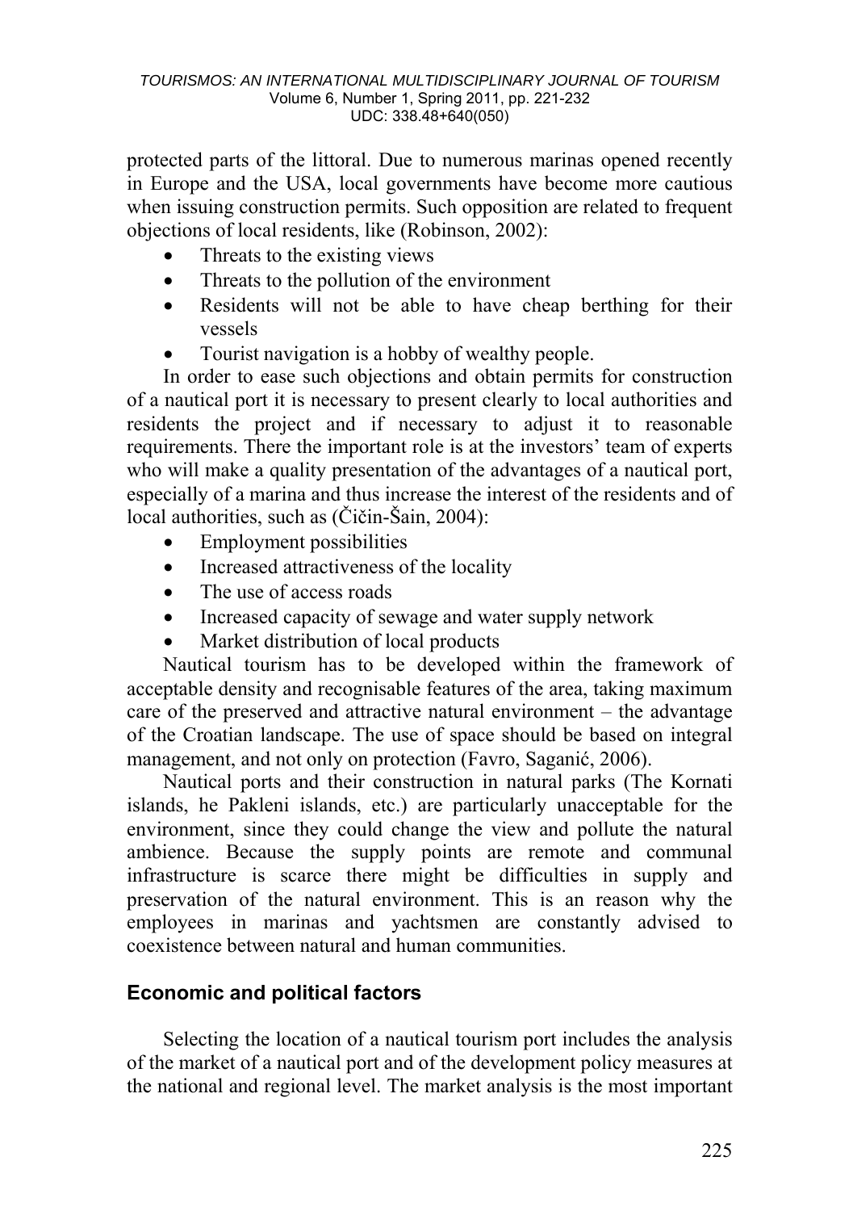protected parts of the littoral. Due to numerous marinas opened recently in Europe and the USA, local governments have become more cautious when issuing construction permits. Such opposition are related to frequent objections of local residents, like (Robinson, 2002):

- Threats to the existing views
- Threats to the pollution of the environment
- Residents will not be able to have cheap berthing for their vessels
- Tourist navigation is a hobby of wealthy people.

In order to ease such objections and obtain permits for construction of a nautical port it is necessary to present clearly to local authorities and residents the project and if necessary to adjust it to reasonable requirements. There the important role is at the investors' team of experts who will make a quality presentation of the advantages of a nautical port, especially of a marina and thus increase the interest of the residents and of local authorities, such as (Čičin-Šain, 2004):

- Employment possibilities
- Increased attractiveness of the locality
- The use of access roads
- Increased capacity of sewage and water supply network
- Market distribution of local products

Nautical tourism has to be developed within the framework of acceptable density and recognisable features of the area, taking maximum care of the preserved and attractive natural environment – the advantage of the Croatian landscape. The use of space should be based on integral management, and not only on protection (Favro, Saganić, 2006).

Nautical ports and their construction in natural parks (The Kornati islands, he Pakleni islands, etc.) are particularly unacceptable for the environment, since they could change the view and pollute the natural ambience. Because the supply points are remote and communal infrastructure is scarce there might be difficulties in supply and preservation of the natural environment. This is an reason why the employees in marinas and yachtsmen are constantly advised to coexistence between natural and human communities.

## Economic and political factors

Selecting the location of a nautical tourism port includes the analysis of the market of a nautical port and of the development policy measures at the national and regional level. The market analysis is the most important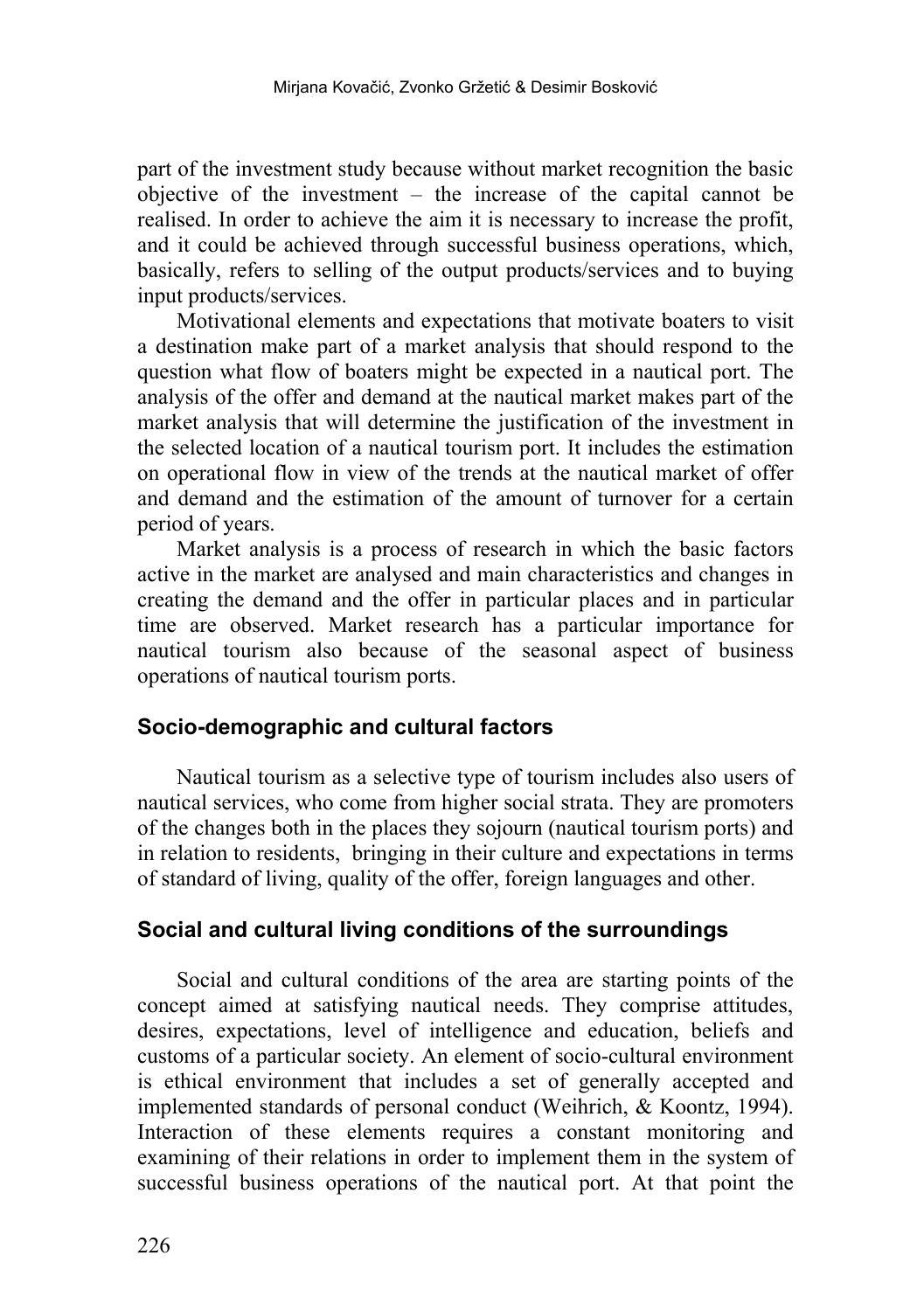part of the investment study because without market recognition the basic objective of the investment – the increase of the capital cannot be realised. In order to achieve the aim it is necessary to increase the profit, and it could be achieved through successful business operations, which, basically, refers to selling of the output products/services and to buying input products/services.

Motivational elements and expectations that motivate boaters to visit a destination make part of a market analysis that should respond to the question what flow of boaters might be expected in a nautical port. The analysis of the offer and demand at the nautical market makes part of the market analysis that will determine the justification of the investment in the selected location of a nautical tourism port. It includes the estimation on operational flow in view of the trends at the nautical market of offer and demand and the estimation of the amount of turnover for a certain period of years.

Market analysis is a process of research in which the basic factors active in the market are analysed and main characteristics and changes in creating the demand and the offer in particular places and in particular time are observed. Market research has a particular importance for nautical tourism also because of the seasonal aspect of business operations of nautical tourism ports.

### Socio-demographic and cultural factors

Nautical tourism as a selective type of tourism includes also users of nautical services, who come from higher social strata. They are promoters of the changes both in the places they sojourn (nautical tourism ports) and in relation to residents, bringing in their culture and expectations in terms of standard of living, quality of the offer, foreign languages and other.

### Social and cultural living conditions of the surroundings

Social and cultural conditions of the area are starting points of the concept aimed at satisfying nautical needs. They comprise attitudes, desires, expectations, level of intelligence and education, beliefs and customs of a particular society. An element of socio-cultural environment is ethical environment that includes a set of generally accepted and implemented standards of personal conduct (Weihrich, & Koontz, 1994). Interaction of these elements requires a constant monitoring and examining of their relations in order to implement them in the system of successful business operations of the nautical port. At that point the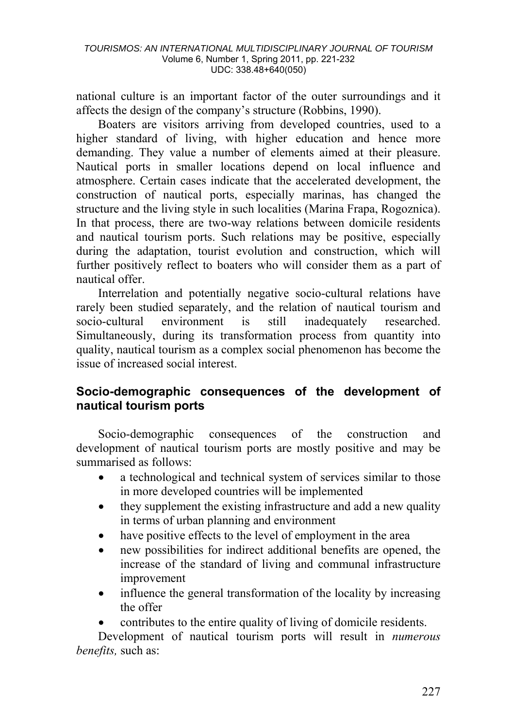national culture is an important factor of the outer surroundings and it affects the design of the company's structure (Robbins, 1990).

Boaters are visitors arriving from developed countries, used to a higher standard of living, with higher education and hence more demanding. They value a number of elements aimed at their pleasure. Nautical ports in smaller locations depend on local influence and atmosphere. Certain cases indicate that the accelerated development, the construction of nautical ports, especially marinas, has changed the structure and the living style in such localities (Marina Frapa, Rogoznica). In that process, there are two-way relations between domicile residents and nautical tourism ports. Such relations may be positive, especially during the adaptation, tourist evolution and construction, which will further positively reflect to boaters who will consider them as a part of nautical offer.

Interrelation and potentially negative socio-cultural relations have rarely been studied separately, and the relation of nautical tourism and socio-cultural environment is still inadequately researched. Simultaneously, during its transformation process from quantity into quality, nautical tourism as a complex social phenomenon has become the issue of increased social interest.

## Socio-demographic consequences of the development of nautical tourism ports

Socio-demographic consequences of the construction and development of nautical tourism ports are mostly positive and may be summarised as follows:

- a technological and technical system of services similar to those in more developed countries will be implemented
- they supplement the existing infrastructure and add a new quality in terms of urban planning and environment
- have positive effects to the level of employment in the area
- new possibilities for indirect additional benefits are opened, the increase of the standard of living and communal infrastructure improvement
- influence the general transformation of the locality by increasing the offer
- contributes to the entire quality of living of domicile residents.

Development of nautical tourism ports will result in *numerous benefits,* such as: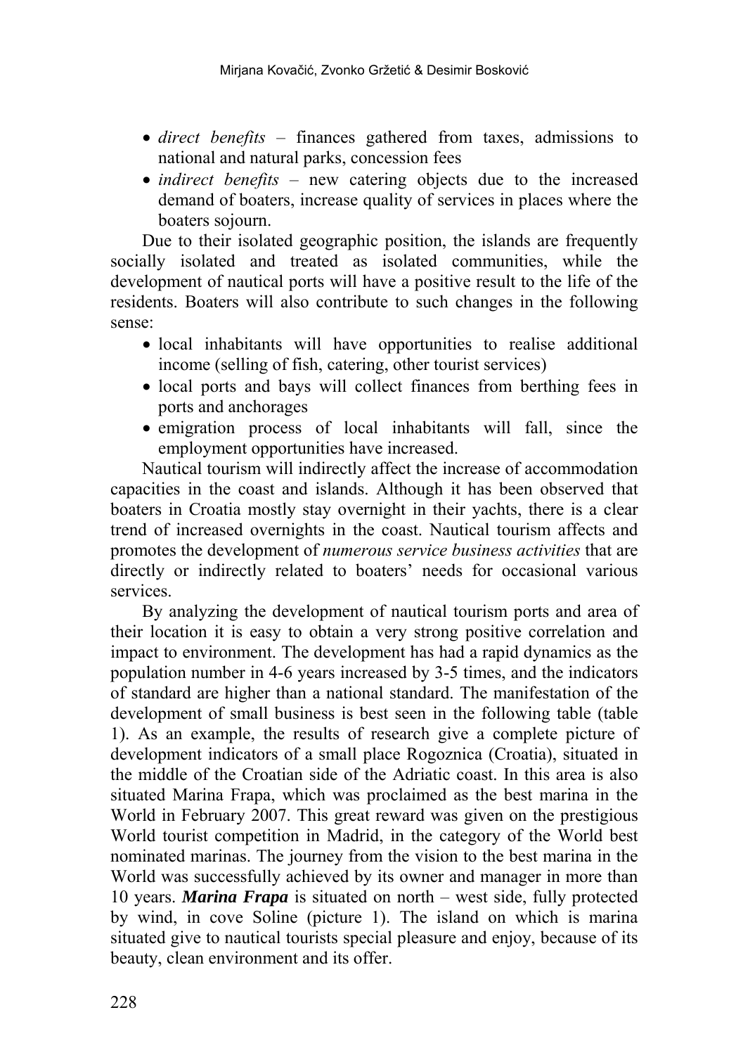- *direct benefits* – finances gathered from taxes, admissions to national and natural parks, concession fees
- *indirect benefits* – new catering objects due to the increased demand of boaters, increase quality of services in places where the boaters sojourn.

Due to their isolated geographic position, the islands are frequently socially isolated and treated as isolated communities, while the development of nautical ports will have a positive result to the life of the residents. Boaters will also contribute to such changes in the following sense:

- local inhabitants will have opportunities to realise additional income (selling of fish, catering, other tourist services)
- local ports and bays will collect finances from berthing fees in ports and anchorages
- emigration process of local inhabitants will fall, since the employment opportunities have increased.

Nautical tourism will indirectly affect the increase of accommodation capacities in the coast and islands. Although it has been observed that boaters in Croatia mostly stay overnight in their yachts, there is a clear trend of increased overnights in the coast. Nautical tourism affects and promotes the development of *numerous service business activities* that are directly or indirectly related to boaters' needs for occasional various services.

By analyzing the development of nautical tourism ports and area of their location it is easy to obtain a very strong positive correlation and impact to environment. The development has had a rapid dynamics as the population number in 4-6 years increased by 3-5 times, and the indicators of standard are higher than a national standard. The manifestation of the development of small business is best seen in the following table (table 1). As an example, the results of research give a complete picture of development indicators of a small place Rogoznica (Croatia), situated in the middle of the Croatian side of the Adriatic coast. In this area is also situated Marina Frapa, which was proclaimed as the best marina in the World in February 2007. This great reward was given on the prestigious World tourist competition in Madrid, in the category of the World best nominated marinas. The journey from the vision to the best marina in the World was successfully achieved by its owner and manager in more than 10 years. ***Marina Frapa*** is situated on north – west side, fully protected by wind, in cove Soline (picture 1). The island on which is marina situated give to nautical tourists special pleasure and enjoy, because of its beauty, clean environment and its offer.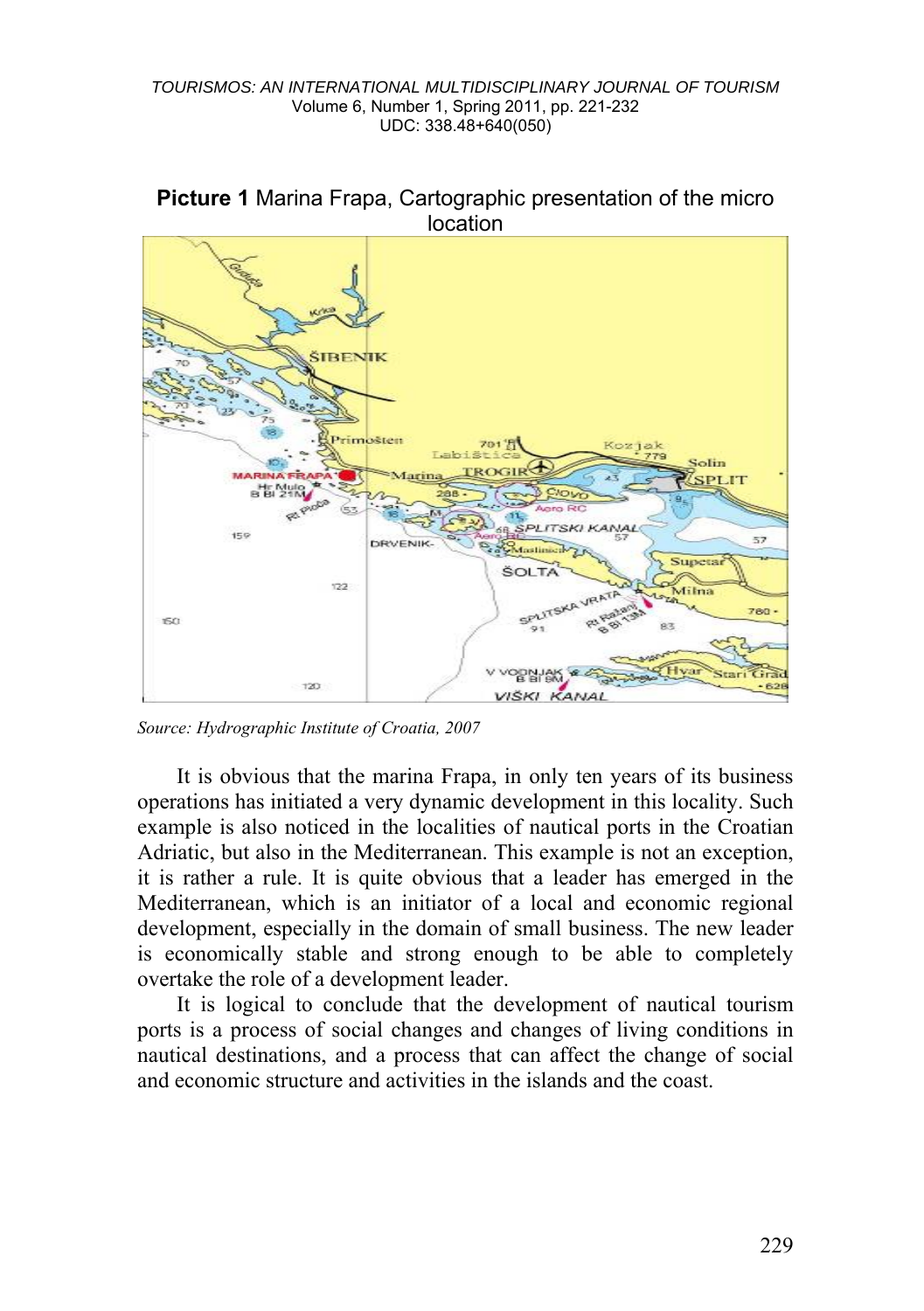**Picture 1** Marina Frapa, Cartographic presentation of the micro location

*Source: Hydrographic Institute of Croatia, 2007*

It is obvious that the marina Frapa, in only ten years of its business operations has initiated a very dynamic development in this locality. Such example is also noticed in the localities of nautical ports in the Croatian Adriatic, but also in the Mediterranean. This example is not an exception, it is rather a rule. It is quite obvious that a leader has emerged in the Mediterranean, which is an initiator of a local and economic regional development, especially in the domain of small business. The new leader is economically stable and strong enough to be able to completely overtake the role of a development leader.

It is logical to conclude that the development of nautical tourism ports is a process of social changes and changes of living conditions in nautical destinations, and a process that can affect the change of social and economic structure and activities in the islands and the coast.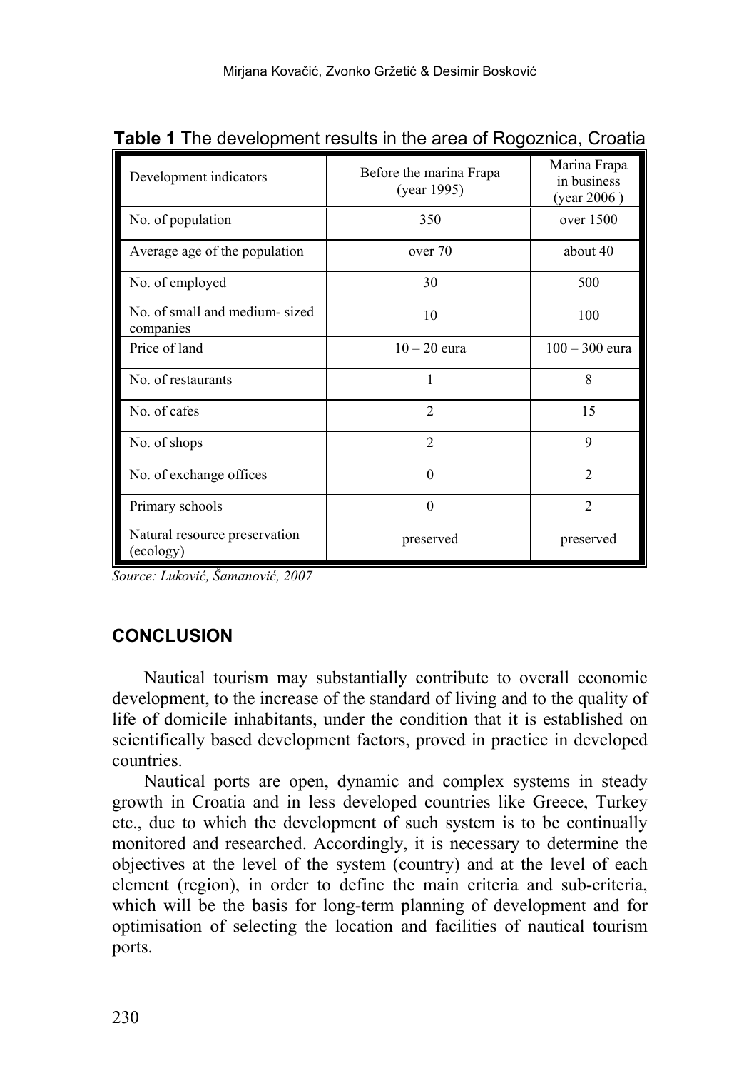**Table 1** The development results in the area of Rogoznica, Croatia

| Development indicators | Before the marina Frapa (year 1995) | Marina Frapa in business (year 2006 ) |
|---|---|---|
| No. of population | 350 | over 1500 |
| Average age of the population | over 70 | about 40 |
| No. of employed | 30 | 500 |
| No. of small and medium- sized companies | 10 | 100 |
| Price of land | 10 – 20 eura | 100 – 300 eura |
| No. of restaurants | 1 | 8 |
| No. of cafes | 2 | 15 |
| No. of shops | 2 | 9 |
| No. of exchange offices | 0 | 2 |
| Primary schools | 0 | 2 |
| Natural resource preservation (ecology) | preserved | preserved |

*Source: Luković, Šamanović, 2007*

## CONCLUSION

Nautical tourism may substantially contribute to overall economic development, to the increase of the standard of living and to the quality of life of domicile inhabitants, under the condition that it is established on scientifically based development factors, proved in practice in developed countries.

Nautical ports are open, dynamic and complex systems in steady growth in Croatia and in less developed countries like Greece, Turkey etc., due to which the development of such system is to be continually monitored and researched. Accordingly, it is necessary to determine the objectives at the level of the system (country) and at the level of each element (region), in order to define the main criteria and sub-criteria, which will be the basis for long-term planning of development and for optimisation of selecting the location and facilities of nautical tourism ports.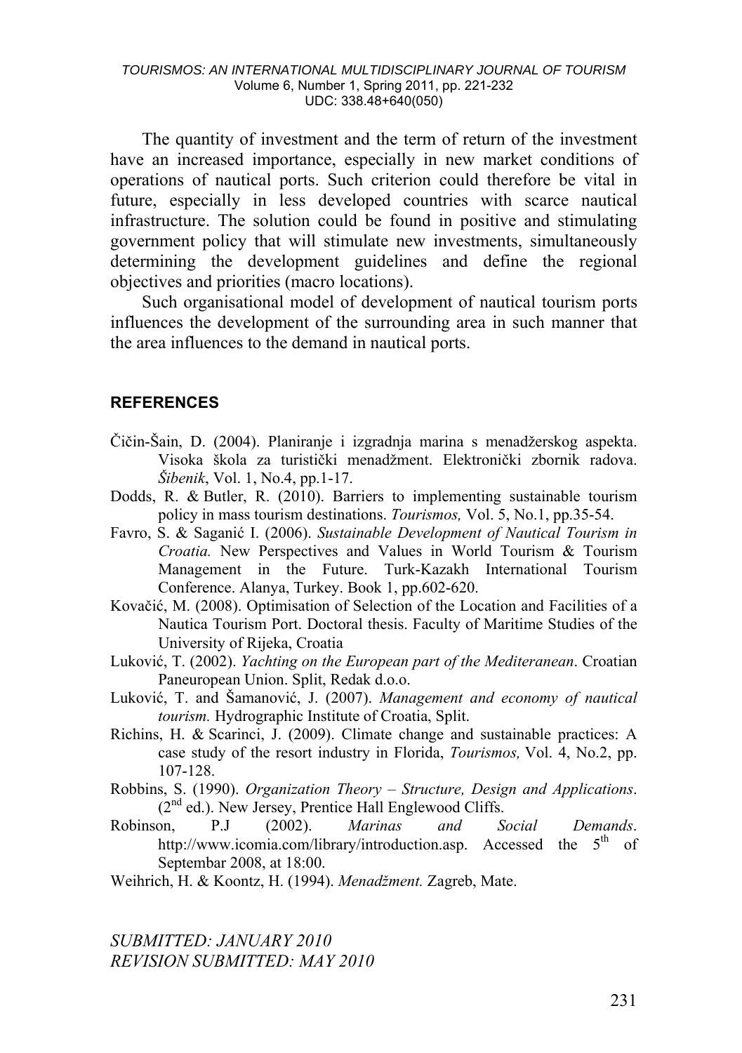The quantity of investment and the term of return of the investment have an increased importance, especially in new market conditions of operations of nautical ports. Such criterion could therefore be vital in future, especially in less developed countries with scarce nautical infrastructure. The solution could be found in positive and stimulating government policy that will stimulate new investments, simultaneously determining the development guidelines and define the regional objectives and priorities (macro locations).

Such organisational model of development of nautical tourism ports influences the development of the surrounding area in such manner that the area influences to the demand in nautical ports.

## REFERENCES

Čičin-Šain, D. (2004). Planiranje i izgradnja marina s menadžerskog aspekta. Visoka škola za turistički menadžment. Elektronički zbornik radova. *Šibenik*, Vol. 1, No.4, pp.1-17.

Dodds, R. & Butler, R. (2010). Barriers to implementing sustainable tourism policy in mass tourism destinations. *Tourismos,* Vol. 5, No.1, pp.35-54.

Favro, S. & Saganić I. (2006). *Sustainable Development of Nautical Tourism in Croatia.* New Perspectives and Values in World Tourism & Tourism Management in the Future. Turk-Kazakh International Tourism Conference. Alanya, Turkey. Book 1, pp.602-620.

Kovačić, M. (2008). Optimisation of Selection of the Location and Facilities of a Nautica Tourism Port. Doctoral thesis. Faculty of Maritime Studies of the University of Rijeka, Croatia

Luković, T. (2002). *Yachting on the European part of the Mediteranean*. Croatian Paneuropean Union. Split, Redak d.o.o.

Luković, T. and Šamanović, J. (2007). *Management and economy of nautical tourism.* Hydrographic Institute of Croatia, Split.

Richins, H. & Scarinci, J. (2009). Climate change and sustainable practices: A case study of the resort industry in Florida, *Tourismos,* Vol. 4, No.2, pp. 107-128.

Robbins, S. (1990). *Organization Theory – Structure, Design and Applications*. (2nd ed.). New Jersey, Prentice Hall Englewood Cliffs.

Robinson, P.J (2002). *Marinas and Social Demands*. http://www.icomia.com/library/introduction.asp. Accessed the 5th of Septembar 2008, at 18:00.

Weihrich, H. & Koontz, H. (1994). *Menadžment.* Zagreb, Mate.

*SUBMITTED: JANUARY 2010*
*REVISION SUBMITTED: MAY 2010*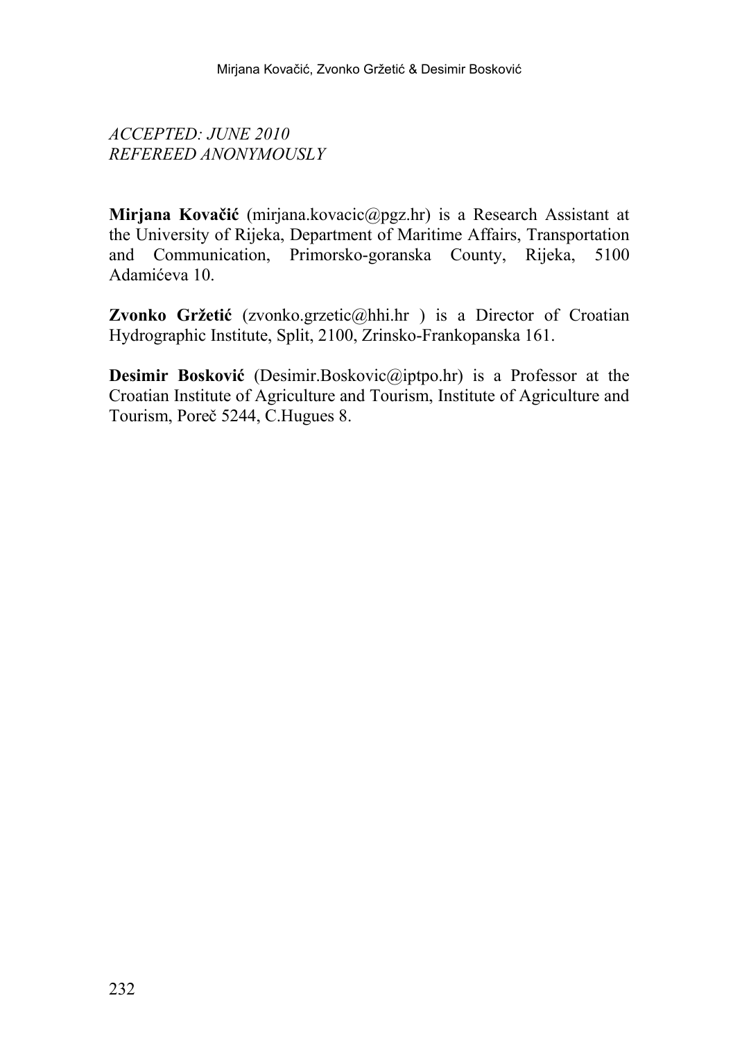*ACCEPTED: JUNE 2010*
*REFEREED ANONYMOUSLY*

**Mirjana Kovačić** (mirjana.kovacic@pgz.hr) is a Research Assistant at the University of Rijeka, Department of Maritime Affairs, Transportation and Communication, Primorsko-goranska County, Rijeka, 5100 Adamićeva 10.

**Zvonko Gržetić** (zvonko.grzetic@hhi.hr ) is a Director of Croatian Hydrographic Institute, Split, 2100, Zrinsko-Frankopanska 161.

**Desimir Bosković** (Desimir.Boskovic@iptpo.hr) is a Professor at the Croatian Institute of Agriculture and Tourism, Institute of Agriculture and Tourism, Poreč 5244, C.Hugues 8.